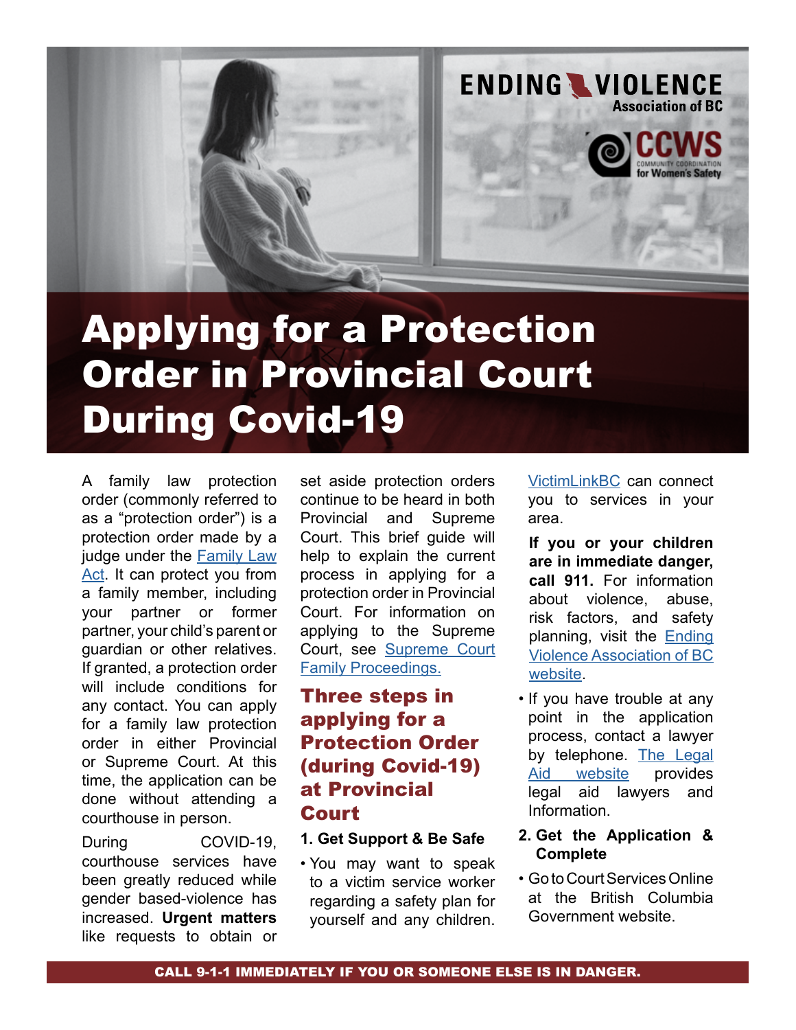ENDING VIOLENCE Association of BC

CCWS COMMUNITY COORDINATION for Women's Safety

# Applying for a Protection Order in Provincial Court During Covid-19

A family law protection order (commonly referred to as a "protection order") is a protection order made by a judge under the Family Law Act. It can protect you from a family member, including your partner or former partner, your child's parent or guardian or other relatives. If granted, a protection order will include conditions for any contact. You can apply for a family law protection order in either Provincial or Supreme Court. At this time, the application can be done without attending a courthouse in person.

During COVID-19, courthouse services have been greatly reduced while gender based-violence has increased. **Urgent matters** like requests to obtain or set aside protection orders continue to be heard in both Provincial and Supreme Court. This brief guide will help to explain the current process in applying for a protection order in Provincial Court. For information on applying to the Supreme Court, see Supreme Court Family Proceedings.

## Three steps in applying for a Protection Order (during Covid-19) at Provincial Court

### 1. Get Support & Be Safe

- You may want to speak to a victim service worker regarding a safety plan for yourself and any children. VictimLinkBC can connect you to services in your area.

  **If you or your children are in immediate danger, call 911.** For information about violence, abuse, risk factors, and safety planning, visit the Ending Violence Association of BC website.

- If you have trouble at any point in the application process, contact a lawyer by telephone. The Legal Aid website provides legal aid lawyers and Information.

### 2. Get the Application & Complete

- Go to Court Services Online at the British Columbia Government website.

**CALL 9-1-1 IMMEDIATELY IF YOU OR SOMEONE ELSE IS IN DANGER.**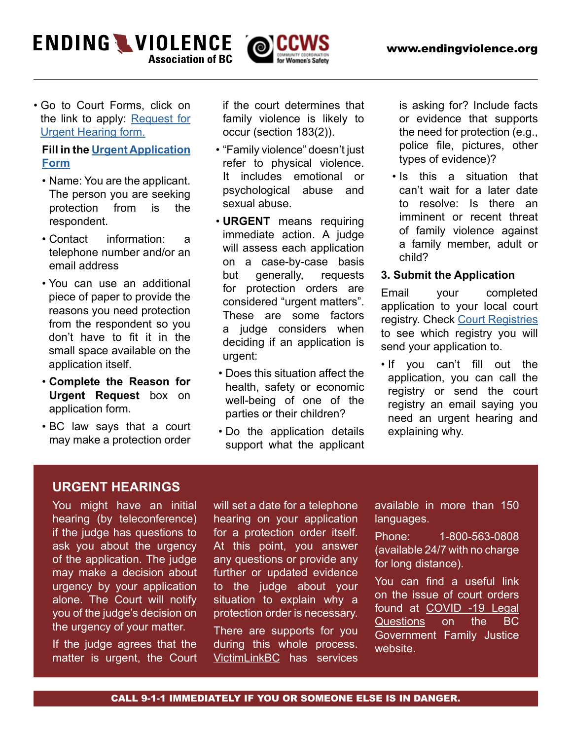- Go to Court Forms, click on the link to apply: Request for Urgent Hearing form.

**Fill in the Urgent Application Form**

- Name: You are the applicant. The person you are seeking protection from is the respondent.
- Contact information: a telephone number and/or an email address
- You can use an additional piece of paper to provide the reasons you need protection from the respondent so you don't have to fit it in the small space available on the application itself.
- **Complete the Reason for Urgent Request** box on application form.
- BC law says that a court may make a protection order if the court determines that family violence is likely to occur (section 183(2)).
- "Family violence" doesn't just refer to physical violence. It includes emotional or psychological abuse and sexual abuse.
- **URGENT** means requiring immediate action. A judge will assess each application on a case-by-case basis but generally, requests for protection orders are considered "urgent matters". These are some factors a judge considers when deciding if an application is urgent:
  - Does this situation affect the health, safety or economic well-being of one of the parties or their children?
  - Do the application details support what the applicant is asking for? Include facts or evidence that supports the need for protection (e.g., police file, pictures, other types of evidence)?
  - Is this a situation that can't wait for a later date to resolve: Is there an imminent or recent threat of family violence against a family member, adult or child?

**3. Submit the Application**

Email your completed application to your local court registry. Check Court Registries to see which registry you will send your application to.

- If you can't fill out the application, you can call the registry or send the court registry an email saying you need an urgent hearing and explaining why.

## URGENT HEARINGS

You might have an initial hearing (by teleconference) if the judge has questions to ask you about the urgency of the application. The judge may make a decision about urgency by your application alone. The Court will notify you of the judge's decision on the urgency of your matter.

If the judge agrees that the matter is urgent, the Court will set a date for a telephone hearing on your application for a protection order itself. At this point, you answer any questions or provide any further or updated evidence to the judge about your situation to explain why a protection order is necessary.

There are supports for you during this whole process. VictimLinkBC has services available in more than 150 languages.

Phone: 1-800-563-0808 (available 24/7 with no charge for long distance).

You can find a useful link on the issue of court orders found at COVID -19 Legal Questions on the BC Government Family Justice website.

**CALL 9-1-1 IMMEDIATELY IF YOU OR SOMEONE ELSE IS IN DANGER.**